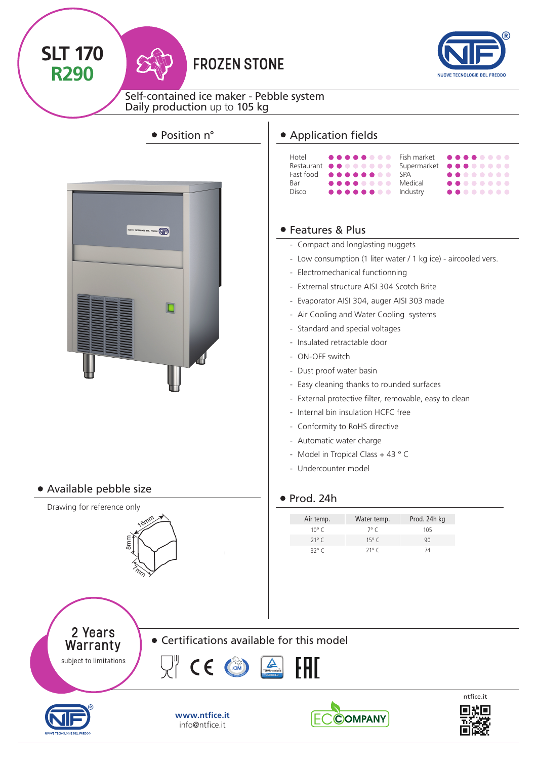# SLT 170 R290

## FROZEN STONE

Self-contained ice maker - Pebble system
Daily production up to 105 kg

### Position n°

### Application fields

| | | | |
|---|---|---|---|
| Hotel | ●●●●●○○○ | Fish market | ●●●●○○○○ |
| Restaurant | ●●○○○○○○ | Supermarket | ●●●○○○○○ |
| Fast food | ●●●●●●○○ | SPA | ●●○○○○○○ |
| Bar | ●●●●○○○○ | Medical | ●●○○○○○○ |
| Disco | ●●●●●●○○ | Industry | ●●○○○○○○ |

### Features & Plus

- Compact and longlasting nuggets
- Low consumption (1 liter water / 1 kg ice) - aircooled vers.
- Electromechanical functionning
- Extrernal structure AISI 304 Scotch Brite
- Evaporator AISI 304, auger AISI 303 made
- Air Cooling and Water Cooling systems
- Standard and special voltages
- Insulated retractable door
- ON-OFF switch
- Dust proof water basin
- Easy cleaning thanks to rounded surfaces
- External protective filter, removable, easy to clean
- Internal bin insulation HCFC free
- Conformity to RoHS directive
- Automatic water charge
- Model in Tropical Class + 43 ° C
- Undercounter model

### Available pebble size

Drawing for reference only

16mm, 8mm, 7mm

### Prod. 24h

| Air temp. | Water temp. | Prod. 24h kg |
|---|---|---|
| 10° C | 7° C | 105 |
| 21° C | 15° C | 90 |
| 32° C | 21° C | 74 |

**2 Years Warranty**
subject to limitations

### Certifications available for this model

NUOVE TECNOLOGIE DEL FREDDO

**www.ntfice.it**
info@ntfice.it

ECOMPANY

ntfice.it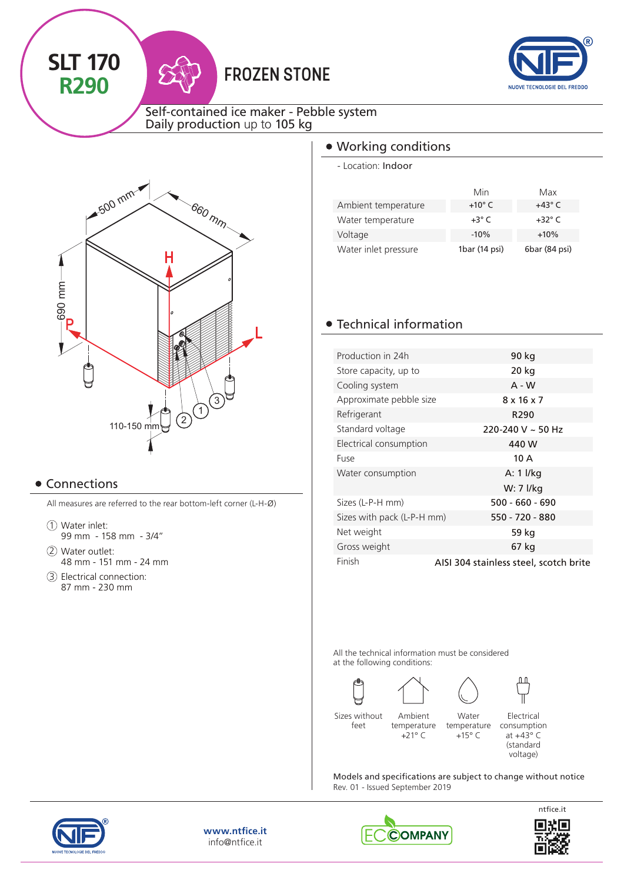# SLT 170 R290

## FROZEN STONE

Self-contained ice maker - Pebble system
Daily production up to 105 kg

500 mm
660 mm
690 mm
H
P
L
110-150 mm

## Connections

All measures are referred to the rear bottom-left corner (L-H-Ø)

1. Water inlet:
   99 mm - 158 mm - 3/4"
2. Water outlet:
   48 mm - 151 mm - 24 mm
3. Electrical connection:
   87 mm - 230 mm

## Working conditions

- Location: **Indoor**

| | Min | Max |
|---|---|---|
| Ambient temperature | +10° C | +43° C |
| Water temperature | +3° C | +32° C |
| Voltage | -10% | +10% |
| Water inlet pressure | 1bar (14 psi) | 6bar (84 psi) |

## Technical information

| | |
|---|---|
| Production in 24h | 90 kg |
| Store capacity, up to | 20 kg |
| Cooling system | A - W |
| Approximate pebble size | 8 x 16 x 7 |
| Refrigerant | R290 |
| Standard voltage | 220-240 V ~ 50 Hz |
| Electrical consumption | 440 W |
| Fuse | 10 A |
| Water consumption | A: 1 l/kg<br>W: 7 l/kg |
| Sizes (L-P-H mm) | 500 - 660 - 690 |
| Sizes with pack (L-P-H mm) | 550 - 720 - 880 |
| Net weight | 59 kg |
| Gross weight | 67 kg |
| Finish | AISI 304 stainless steel, scotch brite |

All the technical information must be considered at the following conditions:

Sizes without feet

Ambient temperature +21° C

Water temperature +15° C

Electrical consumption at +43° C (standard voltage)

Models and specifications are subject to change without notice
Rev. 01 - Issued September 2019

www.ntfice.it
info@ntfice.it

ntfice.it